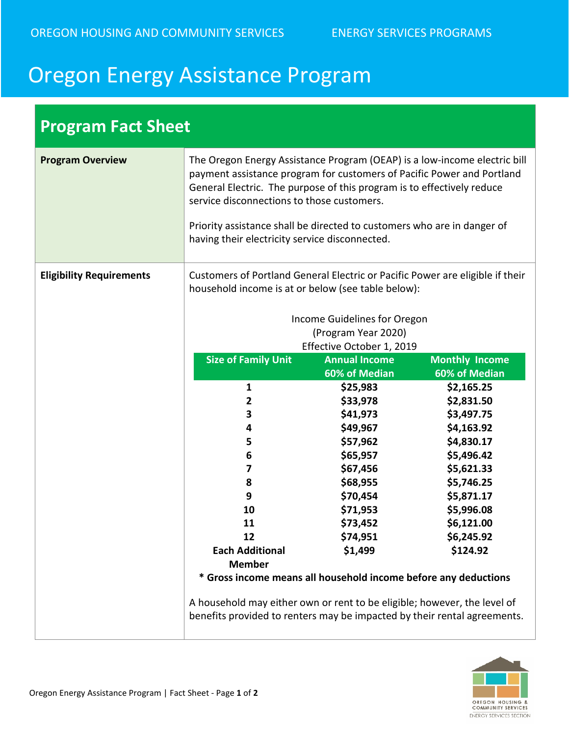OREGON HOUSING AND COMMUNITY SERVICES — ENERGY SERVICES PROGRAMS

# Oregon Energy Assistance Program

## Program Fact Sheet

### Program Overview

The Oregon Energy Assistance Program (OEAP) is a low-income electric bill payment assistance program for customers of Pacific Power and Portland General Electric. The purpose of this program is to effectively reduce service disconnections to those customers.

Priority assistance shall be directed to customers who are in danger of having their electricity service disconnected.

### Eligibility Requirements

Customers of Portland General Electric or Pacific Power are eligible if their household income is at or below (see table below):

Income Guidelines for Oregon
(Program Year 2020)
Effective October 1, 2019

| Size of Family Unit | Annual Income 60% of Median | Monthly Income 60% of Median |
|---|---|---|
| **1** | **$25,983** | **$2,165.25** |
| **2** | **$33,978** | **$2,831.50** |
| **3** | **$41,973** | **$3,497.75** |
| **4** | **$49,967** | **$4,163.92** |
| **5** | **$57,962** | **$4,830.17** |
| **6** | **$65,957** | **$5,496.42** |
| **7** | **$67,456** | **$5,621.33** |
| **8** | **$68,955** | **$5,746.25** |
| **9** | **$70,454** | **$5,871.17** |
| **10** | **$71,953** | **$5,996.08** |
| **11** | **$73,452** | **$6,121.00** |
| **12** | **$74,951** | **$6,245.92** |
| **Each Additional Member** | **$1,499** | **$124.92** |

**\* Gross income means all household income before any deductions**

A household may either own or rent to be eligible; however, the level of benefits provided to renters may be impacted by their rental agreements.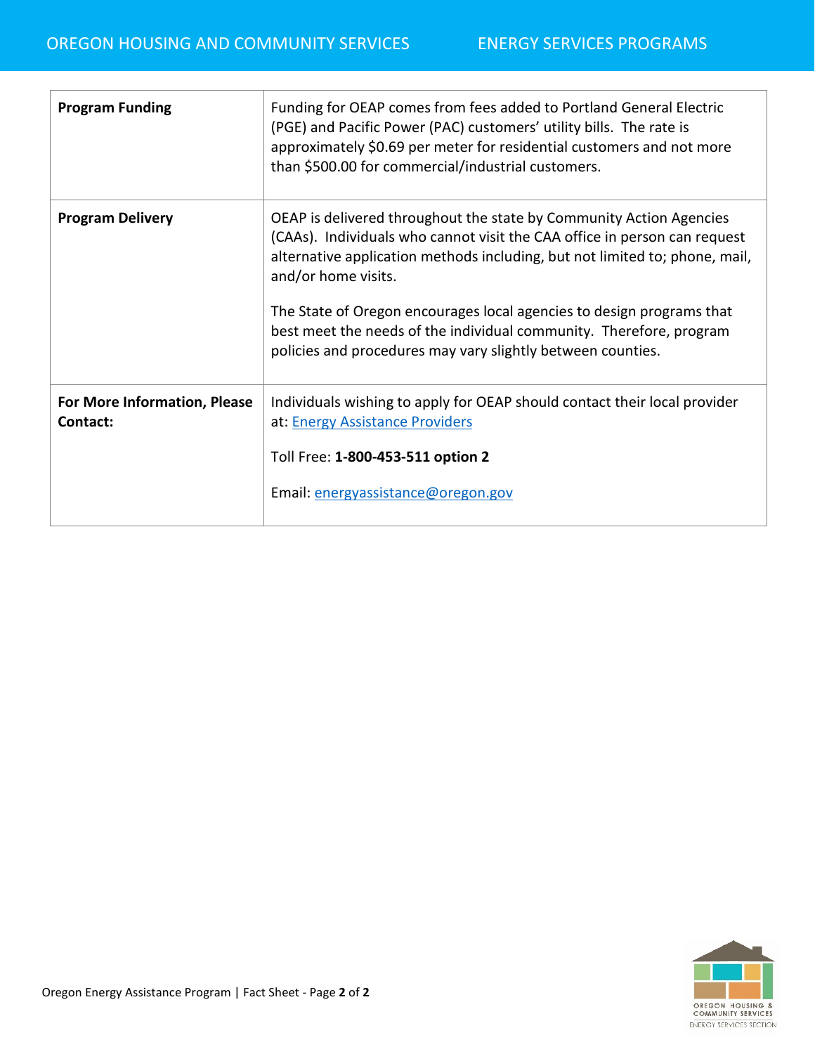| | |
|---|---|
| **Program Funding** | Funding for OEAP comes from fees added to Portland General Electric (PGE) and Pacific Power (PAC) customers' utility bills. The rate is approximately $0.69 per meter for residential customers and not more than $500.00 for commercial/industrial customers. |
| **Program Delivery** | OEAP is delivered throughout the state by Community Action Agencies (CAAs). Individuals who cannot visit the CAA office in person can request alternative application methods including, but not limited to; phone, mail, and/or home visits.<br><br>The State of Oregon encourages local agencies to design programs that best meet the needs of the individual community. Therefore, program policies and procedures may vary slightly between counties. |
| **For More Information, Please Contact:** | Individuals wishing to apply for OEAP should contact their local provider at: Energy Assistance Providers<br><br>Toll Free: **1-800-453-511 option 2**<br><br>Email: energyassistance@oregon.gov |